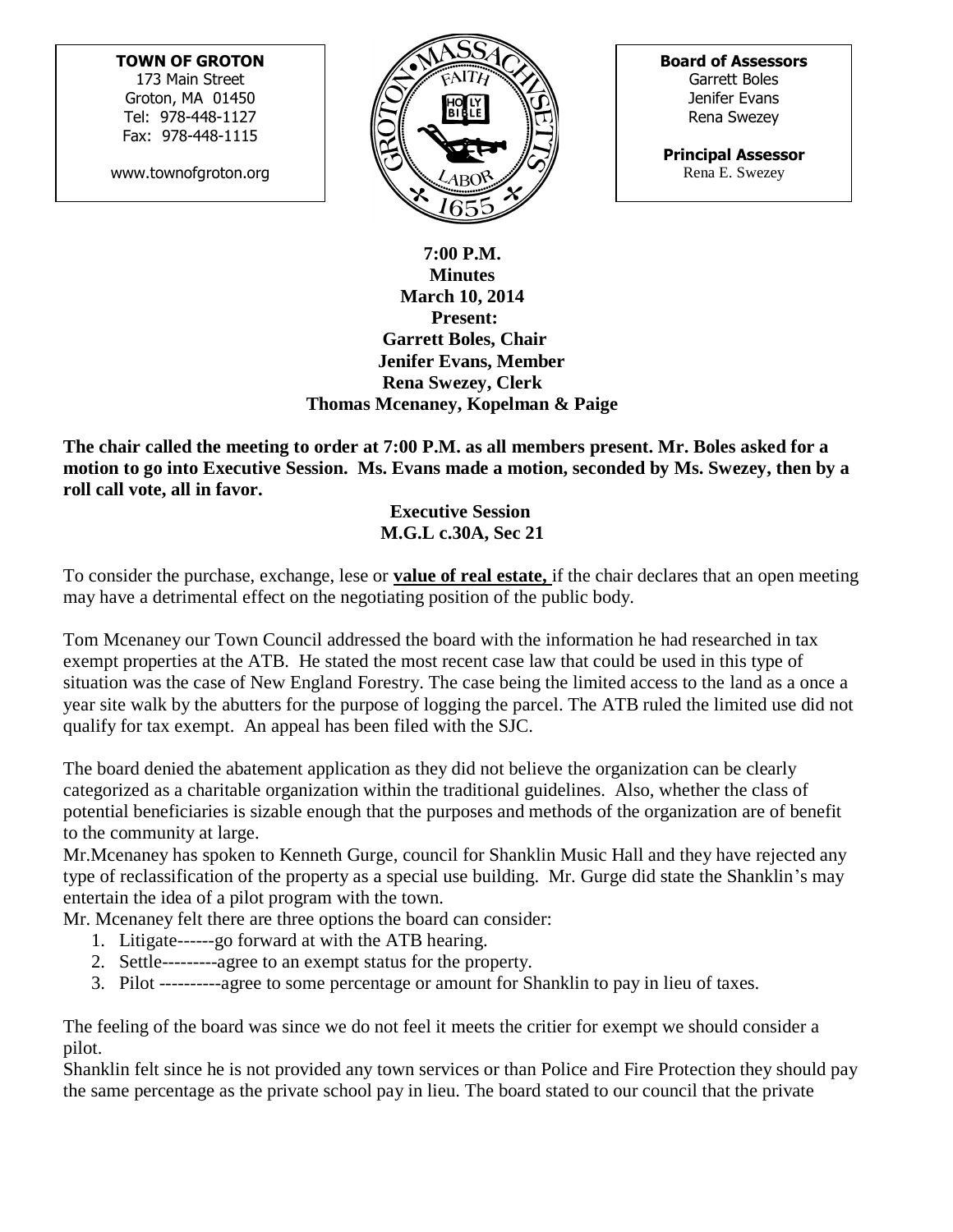**TOWN OF GROTON**
173 Main Street
Groton, MA 01450
Tel: 978-448-1127
Fax: 978-448-1115

www.townofgroton.org

**Board of Assessors**
Garrett Boles
Jenifer Evans
Rena Swezey

**Principal Assessor**
Rena E. Swezey

**7:00 P.M.**
**Minutes**
**March 10, 2014**
**Present:**
**Garrett Boles, Chair**
**Jenifer Evans, Member**
**Rena Swezey, Clerk**
**Thomas Mcenaney, Kopelman & Paige**

**The chair called the meeting to order at 7:00 P.M. as all members present. Mr. Boles asked for a motion to go into Executive Session. Ms. Evans made a motion, seconded by Ms. Swezey, then by a roll call vote, all in favor.**

**Executive Session**
**M.G.L c.30A, Sec 21**

To consider the purchase, exchange, lese or **value of real estate,** if the chair declares that an open meeting may have a detrimental effect on the negotiating position of the public body.

Tom Mcenaney our Town Council addressed the board with the information he had researched in tax exempt properties at the ATB. He stated the most recent case law that could be used in this type of situation was the case of New England Forestry. The case being the limited access to the land as a once a year site walk by the abutters for the purpose of logging the parcel. The ATB ruled the limited use did not qualify for tax exempt. An appeal has been filed with the SJC.

The board denied the abatement application as they did not believe the organization can be clearly categorized as a charitable organization within the traditional guidelines. Also, whether the class of potential beneficiaries is sizable enough that the purposes and methods of the organization are of benefit to the community at large.

Mr.Mcenaney has spoken to Kenneth Gurge, council for Shanklin Music Hall and they have rejected any type of reclassification of the property as a special use building. Mr. Gurge did state the Shanklin's may entertain the idea of a pilot program with the town.

Mr. Mcenaney felt there are three options the board can consider:

1. Litigate------go forward at with the ATB hearing.
2. Settle---------agree to an exempt status for the property.
3. Pilot ----------agree to some percentage or amount for Shanklin to pay in lieu of taxes.

The feeling of the board was since we do not feel it meets the critier for exempt we should consider a pilot.

Shanklin felt since he is not provided any town services or than Police and Fire Protection they should pay the same percentage as the private school pay in lieu. The board stated to our council that the private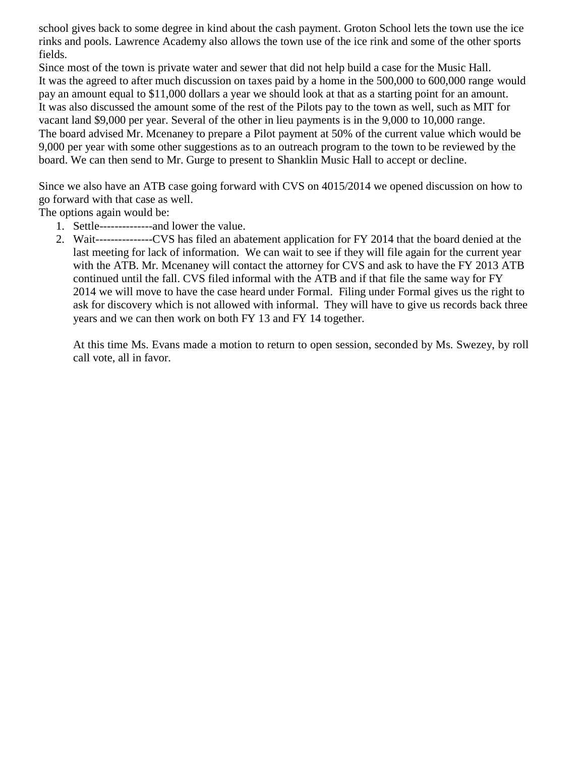school gives back to some degree in kind about the cash payment. Groton School lets the town use the ice rinks and pools. Lawrence Academy also allows the town use of the ice rink and some of the other sports fields.

Since most of the town is private water and sewer that did not help build a case for the Music Hall.

It was the agreed to after much discussion on taxes paid by a home in the 500,000 to 600,000 range would pay an amount equal to $11,000 dollars a year we should look at that as a starting point for an amount.

It was also discussed the amount some of the rest of the Pilots pay to the town as well, such as MIT for vacant land $9,000 per year. Several of the other in lieu payments is in the 9,000 to 10,000 range.

The board advised Mr. Mcenaney to prepare a Pilot payment at 50% of the current value which would be 9,000 per year with some other suggestions as to an outreach program to the town to be reviewed by the board. We can then send to Mr. Gurge to present to Shanklin Music Hall to accept or decline.

Since we also have an ATB case going forward with CVS on 4015/2014 we opened discussion on how to go forward with that case as well.

The options again would be:

1. Settle--------------and lower the value.
2. Wait---------------CVS has filed an abatement application for FY 2014 that the board denied at the last meeting for lack of information. We can wait to see if they will file again for the current year with the ATB. Mr. Mcenaney will contact the attorney for CVS and ask to have the FY 2013 ATB continued until the fall. CVS filed informal with the ATB and if that file the same way for FY 2014 we will move to have the case heard under Formal. Filing under Formal gives us the right to ask for discovery which is not allowed with informal. They will have to give us records back three years and we can then work on both FY 13 and FY 14 together.

   At this time Ms. Evans made a motion to return to open session, seconded by Ms. Swezey, by roll call vote, all in favor.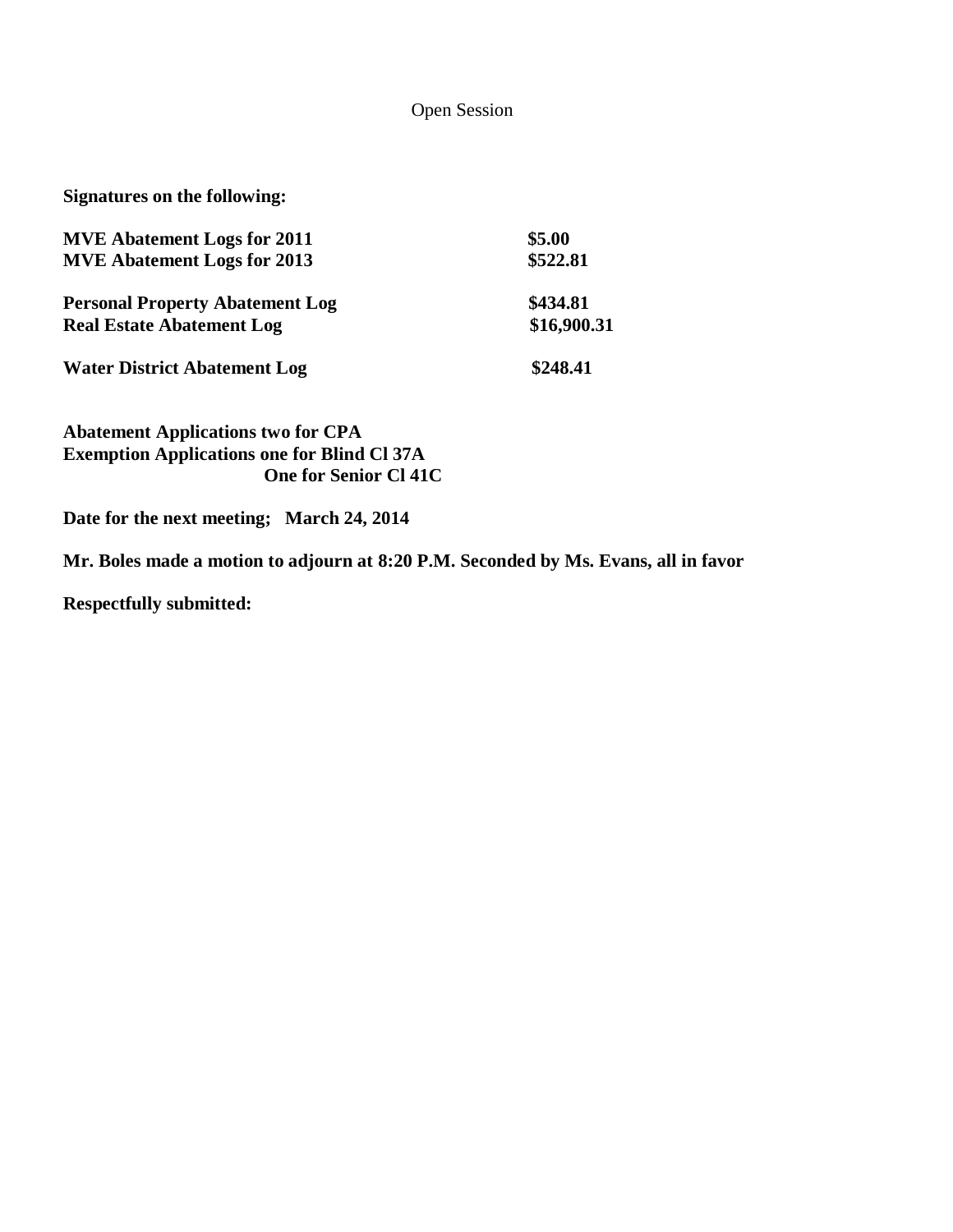Open Session

**Signatures on the following:**

| | |
|---|---|
| **MVE Abatement Logs for 2011** | **$5.00** |
| **MVE Abatement Logs for 2013** | **$522.81** |
| **Personal Property Abatement Log** | **$434.81** |
| **Real Estate Abatement Log** | **$16,900.31** |
| **Water District Abatement Log** | **$248.41** |

**Abatement Applications two for CPA**
**Exemption Applications one for Blind Cl 37A**
**One for Senior Cl 41C**

**Date for the next meeting; March 24, 2014**

**Mr. Boles made a motion to adjourn at 8:20 P.M. Seconded by Ms. Evans, all in favor**

**Respectfully submitted:**